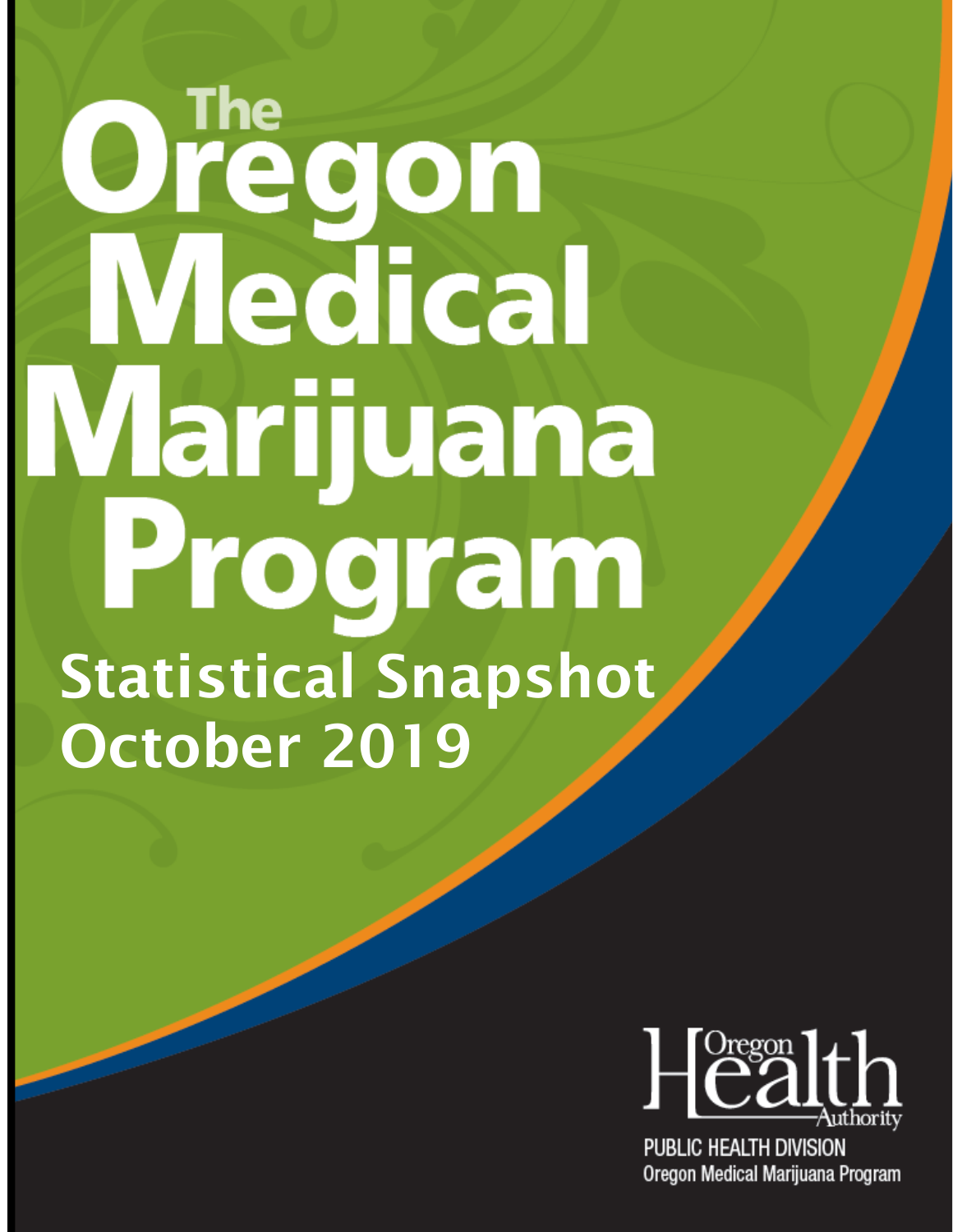# The Oregon Medical Marijuana Program

## Statistical Snapshot October 2019

Oregon Health Authority

PUBLIC HEALTH DIVISION
Oregon Medical Marijuana Program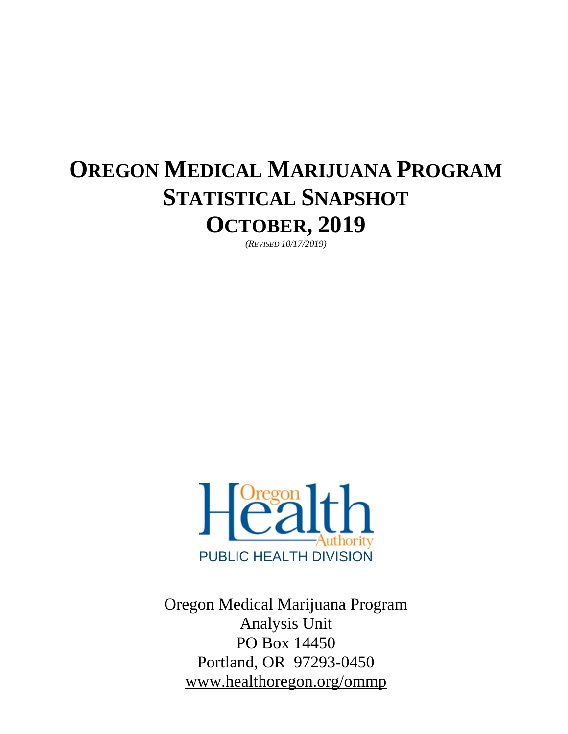# OREGON MEDICAL MARIJUANA PROGRAM STATISTICAL SNAPSHOT OCTOBER, 2019

*(REVISED 10/17/2019)*

Oregon Health Authority

PUBLIC HEALTH DIVISION

Oregon Medical Marijuana Program
Analysis Unit
PO Box 14450
Portland, OR 97293-0450
www.healthoregon.org/ommp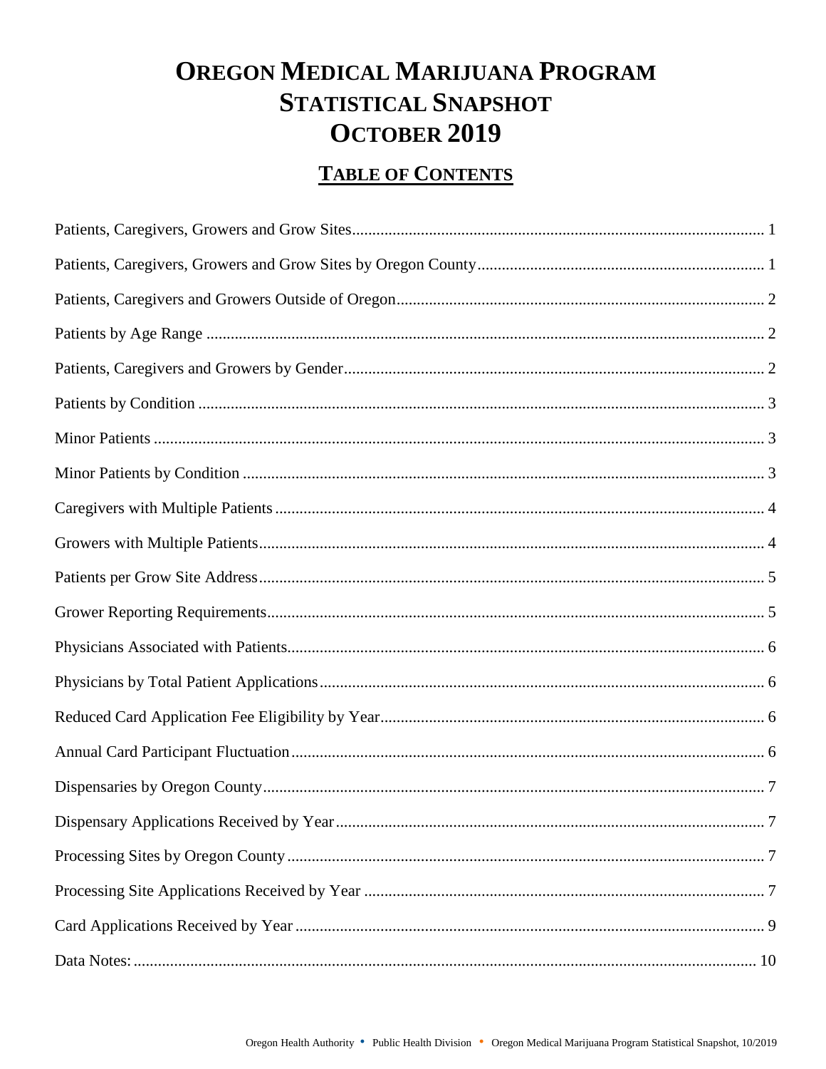# OREGON MEDICAL MARIJUANA PROGRAM STATISTICAL SNAPSHOT OCTOBER 2019

## TABLE OF CONTENTS

Patients, Caregivers, Growers and Grow Sites ..... 1

Patients, Caregivers, Growers and Grow Sites by Oregon County ..... 1

Patients, Caregivers and Growers Outside of Oregon ..... 2

Patients by Age Range ..... 2

Patients, Caregivers and Growers by Gender ..... 2

Patients by Condition ..... 3

Minor Patients ..... 3

Minor Patients by Condition ..... 3

Caregivers with Multiple Patients ..... 4

Growers with Multiple Patients ..... 4

Patients per Grow Site Address ..... 5

Grower Reporting Requirements ..... 5

Physicians Associated with Patients ..... 6

Physicians by Total Patient Applications ..... 6

Reduced Card Application Fee Eligibility by Year ..... 6

Annual Card Participant Fluctuation ..... 6

Dispensaries by Oregon County ..... 7

Dispensary Applications Received by Year ..... 7

Processing Sites by Oregon County ..... 7

Processing Site Applications Received by Year ..... 7

Card Applications Received by Year ..... 9

Data Notes: ..... 10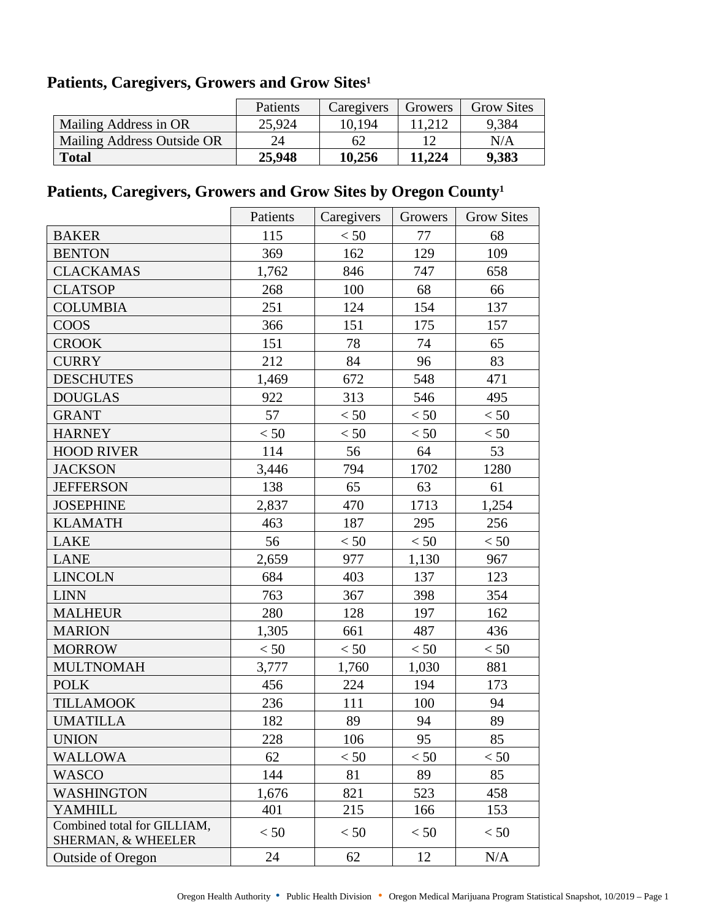## Patients, Caregivers, Growers and Grow Sites[1]

| | Patients | Caregivers | Growers | Grow Sites |
|---|---|---|---|---|
| Mailing Address in OR | 25,924 | 10,194 | 11,212 | 9,384 |
| Mailing Address Outside OR | 24 | 62 | 12 | N/A |
| **Total** | **25,948** | **10,256** | **11,224** | **9,383** |

## Patients, Caregivers, Growers and Grow Sites by Oregon County[1]

| | Patients | Caregivers | Growers | Grow Sites |
|---|---|---|---|---|
| BAKER | 115 | < 50 | 77 | 68 |
| BENTON | 369 | 162 | 129 | 109 |
| CLACKAMAS | 1,762 | 846 | 747 | 658 |
| CLATSOP | 268 | 100 | 68 | 66 |
| COLUMBIA | 251 | 124 | 154 | 137 |
| COOS | 366 | 151 | 175 | 157 |
| CROOK | 151 | 78 | 74 | 65 |
| CURRY | 212 | 84 | 96 | 83 |
| DESCHUTES | 1,469 | 672 | 548 | 471 |
| DOUGLAS | 922 | 313 | 546 | 495 |
| GRANT | 57 | < 50 | < 50 | < 50 |
| HARNEY | < 50 | < 50 | < 50 | < 50 |
| HOOD RIVER | 114 | 56 | 64 | 53 |
| JACKSON | 3,446 | 794 | 1702 | 1280 |
| JEFFERSON | 138 | 65 | 63 | 61 |
| JOSEPHINE | 2,837 | 470 | 1713 | 1,254 |
| KLAMATH | 463 | 187 | 295 | 256 |
| LAKE | 56 | < 50 | < 50 | < 50 |
| LANE | 2,659 | 977 | 1,130 | 967 |
| LINCOLN | 684 | 403 | 137 | 123 |
| LINN | 763 | 367 | 398 | 354 |
| MALHEUR | 280 | 128 | 197 | 162 |
| MARION | 1,305 | 661 | 487 | 436 |
| MORROW | < 50 | < 50 | < 50 | < 50 |
| MULTNOMAH | 3,777 | 1,760 | 1,030 | 881 |
| POLK | 456 | 224 | 194 | 173 |
| TILLAMOOK | 236 | 111 | 100 | 94 |
| UMATILLA | 182 | 89 | 94 | 89 |
| UNION | 228 | 106 | 95 | 85 |
| WALLOWA | 62 | < 50 | < 50 | < 50 |
| WASCO | 144 | 81 | 89 | 85 |
| WASHINGTON | 1,676 | 821 | 523 | 458 |
| YAMHILL | 401 | 215 | 166 | 153 |
| Combined total for GILLIAM, SHERMAN, & WHEELER | < 50 | < 50 | < 50 | < 50 |
| Outside of Oregon | 24 | 62 | 12 | N/A |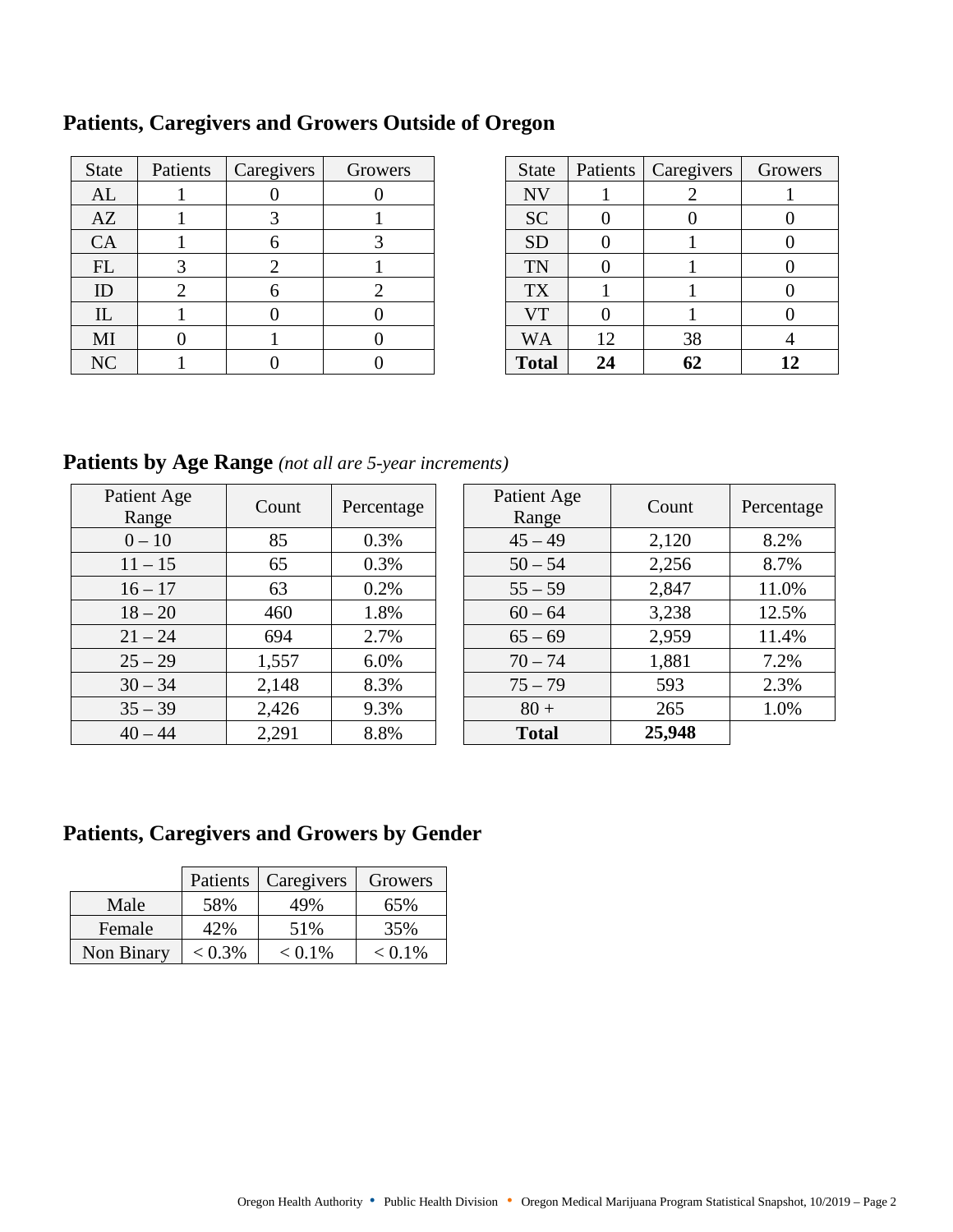## Patients, Caregivers and Growers Outside of Oregon

| State | Patients | Caregivers | Growers |
|---|---|---|---|
| AL | 1 | 0 | 0 |
| AZ | 1 | 3 | 1 |
| CA | 1 | 6 | 3 |
| FL | 3 | 2 | 1 |
| ID | 2 | 6 | 2 |
| IL | 1 | 0 | 0 |
| MI | 0 | 1 | 0 |
| NC | 1 | 0 | 0 |
| NV | 1 | 2 | 1 |
| SC | 0 | 0 | 0 |
| SD | 0 | 1 | 0 |
| TN | 0 | 1 | 0 |
| TX | 1 | 1 | 0 |
| VT | 0 | 1 | 0 |
| WA | 12 | 38 | 4 |
| **Total** | **24** | **62** | **12** |

## Patients by Age Range *(not all are 5-year increments)*

| Patient Age Range | Count | Percentage |
|---|---|---|
| 0 – 10 | 85 | 0.3% |
| 11 – 15 | 65 | 0.3% |
| 16 – 17 | 63 | 0.2% |
| 18 – 20 | 460 | 1.8% |
| 21 – 24 | 694 | 2.7% |
| 25 – 29 | 1,557 | 6.0% |
| 30 – 34 | 2,148 | 8.3% |
| 35 – 39 | 2,426 | 9.3% |
| 40 – 44 | 2,291 | 8.8% |
| 45 – 49 | 2,120 | 8.2% |
| 50 – 54 | 2,256 | 8.7% |
| 55 – 59 | 2,847 | 11.0% |
| 60 – 64 | 3,238 | 12.5% |
| 65 – 69 | 2,959 | 11.4% |
| 70 – 74 | 1,881 | 7.2% |
| 75 – 79 | 593 | 2.3% |
| 80 + | 265 | 1.0% |
| **Total** | **25,948** | |

## Patients, Caregivers and Growers by Gender

| | Patients | Caregivers | Growers |
|---|---|---|---|
| Male | 58% | 49% | 65% |
| Female | 42% | 51% | 35% |
| Non Binary | < 0.3% | < 0.1% | < 0.1% |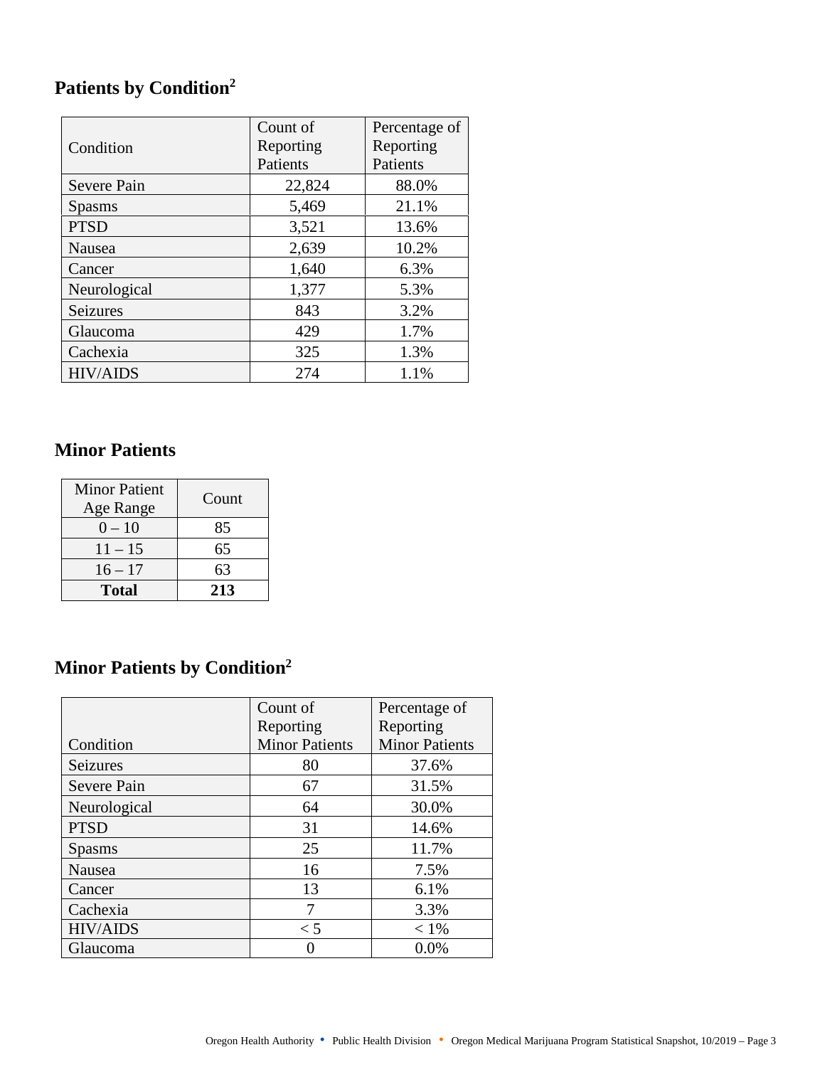## Patients by Condition[2]

| Condition | Count of Reporting Patients | Percentage of Reporting Patients |
|---|---|---|
| Severe Pain | 22,824 | 88.0% |
| Spasms | 5,469 | 21.1% |
| PTSD | 3,521 | 13.6% |
| Nausea | 2,639 | 10.2% |
| Cancer | 1,640 | 6.3% |
| Neurological | 1,377 | 5.3% |
| Seizures | 843 | 3.2% |
| Glaucoma | 429 | 1.7% |
| Cachexia | 325 | 1.3% |
| HIV/AIDS | 274 | 1.1% |

## Minor Patients

| Minor Patient Age Range | Count |
|---|---|
| 0 – 10 | 85 |
| 11 – 15 | 65 |
| 16 – 17 | 63 |
| **Total** | **213** |

## Minor Patients by Condition[2]

| Condition | Count of Reporting Minor Patients | Percentage of Reporting Minor Patients |
|---|---|---|
| Seizures | 80 | 37.6% |
| Severe Pain | 67 | 31.5% |
| Neurological | 64 | 30.0% |
| PTSD | 31 | 14.6% |
| Spasms | 25 | 11.7% |
| Nausea | 16 | 7.5% |
| Cancer | 13 | 6.1% |
| Cachexia | 7 | 3.3% |
| HIV/AIDS | < 5 | < 1% |
| Glaucoma | 0 | 0.0% |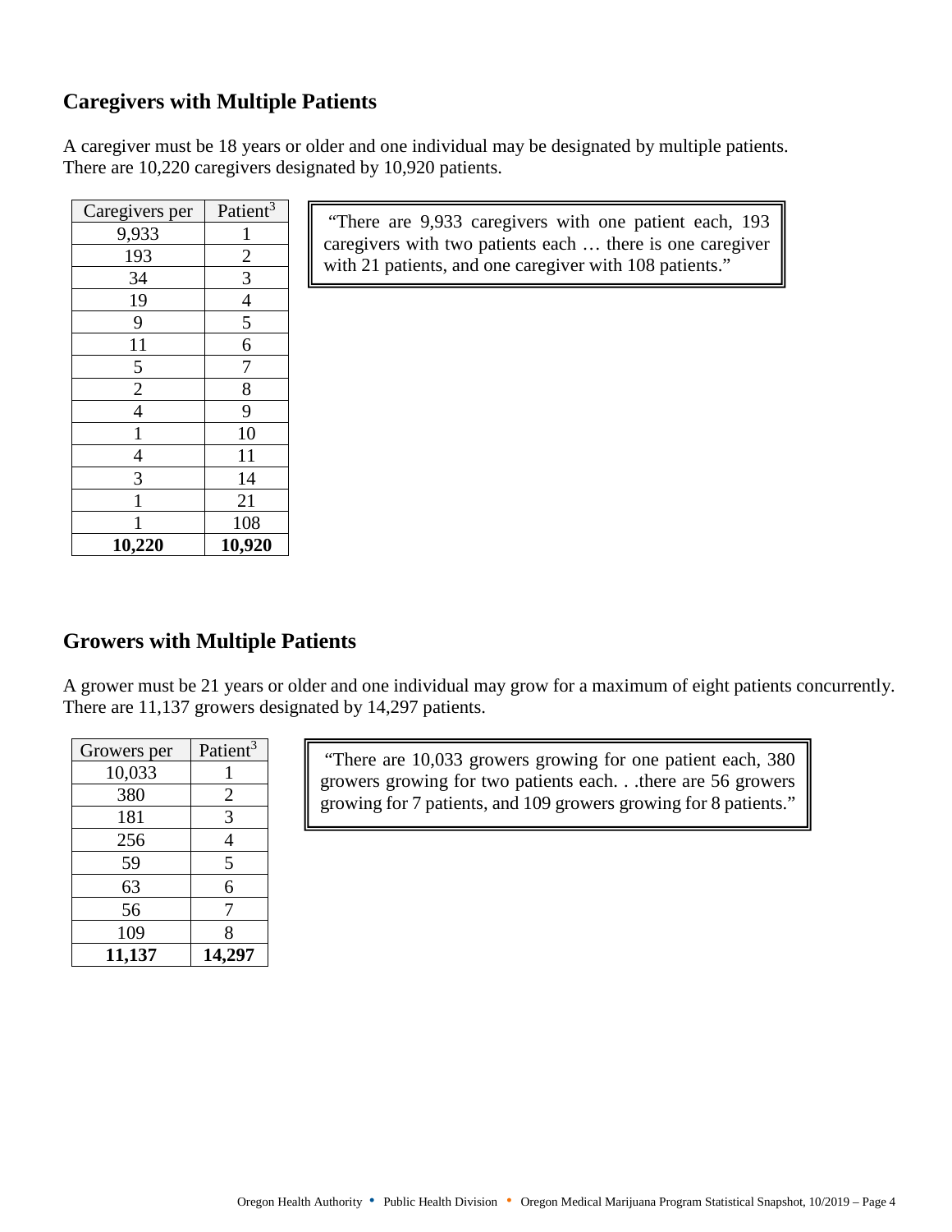## Caregivers with Multiple Patients

A caregiver must be 18 years or older and one individual may be designated by multiple patients. There are 10,220 caregivers designated by 10,920 patients.

| Caregivers per | Patient[3] |
|---|---|
| 9,933 | 1 |
| 193 | 2 |
| 34 | 3 |
| 19 | 4 |
| 9 | 5 |
| 11 | 6 |
| 5 | 7 |
| 2 | 8 |
| 4 | 9 |
| 1 | 10 |
| 4 | 11 |
| 3 | 14 |
| 1 | 21 |
| 1 | 108 |
| **10,220** | **10,920** |

> "There are 9,933 caregivers with one patient each, 193 caregivers with two patients each … there is one caregiver with 21 patients, and one caregiver with 108 patients."

## Growers with Multiple Patients

A grower must be 21 years or older and one individual may grow for a maximum of eight patients concurrently. There are 11,137 growers designated by 14,297 patients.

| Growers per | Patient[3] |
|---|---|
| 10,033 | 1 |
| 380 | 2 |
| 181 | 3 |
| 256 | 4 |
| 59 | 5 |
| 63 | 6 |
| 56 | 7 |
| 109 | 8 |
| **11,137** | **14,297** |

> "There are 10,033 growers growing for one patient each, 380 growers growing for two patients each. . .there are 56 growers growing for 7 patients, and 109 growers growing for 8 patients."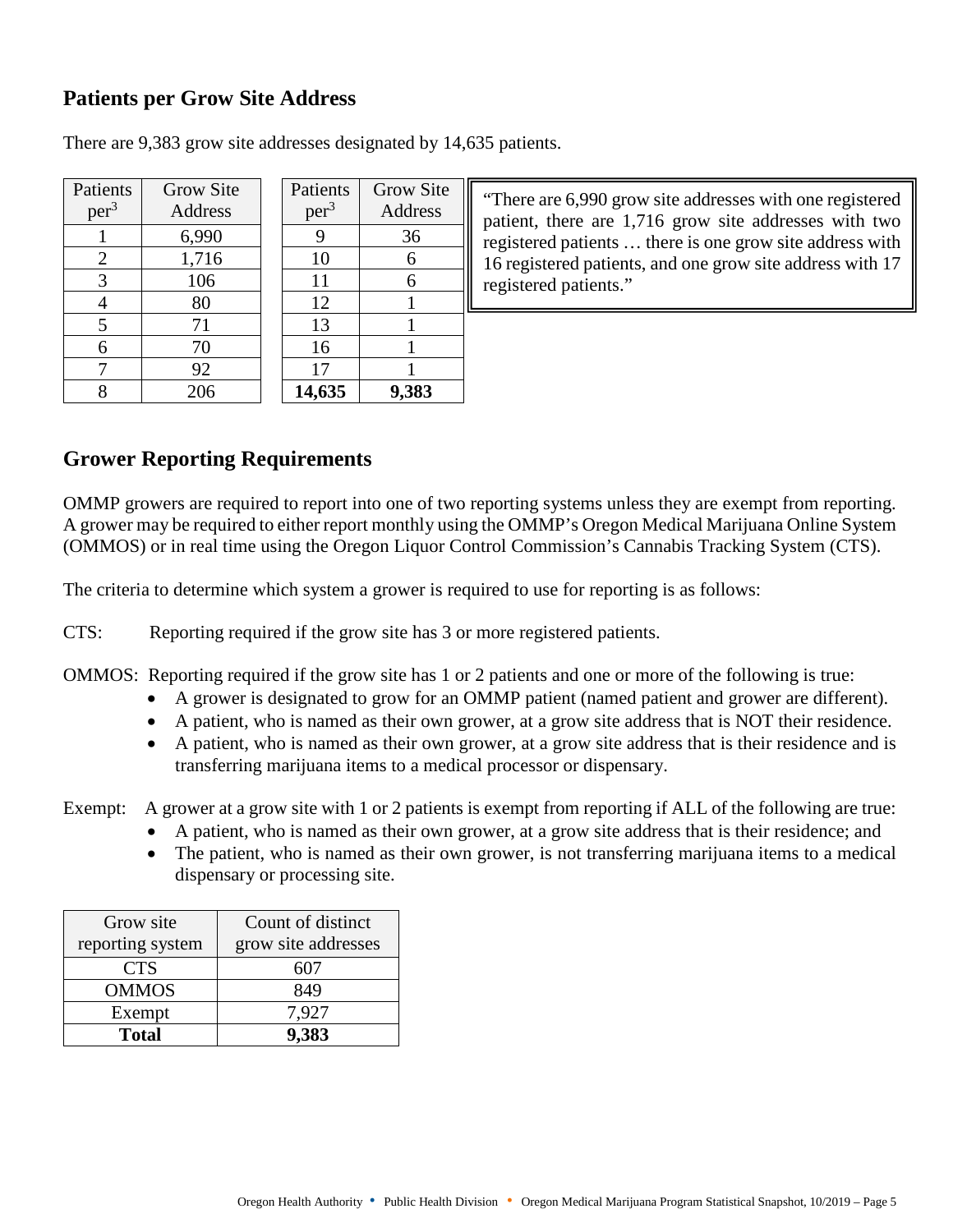## Patients per Grow Site Address

There are 9,383 grow site addresses designated by 14,635 patients.

| Patients per[3] | Grow Site Address |
|---|---|
| 1 | 6,990 |
| 2 | 1,716 |
| 3 | 106 |
| 4 | 80 |
| 5 | 71 |
| 6 | 70 |
| 7 | 92 |
| 8 | 206 |
| 9 | 36 |
| 10 | 6 |
| 11 | 6 |
| 12 | 1 |
| 13 | 1 |
| 16 | 1 |
| 17 | 1 |
| **14,635** | **9,383** |

"There are 6,990 grow site addresses with one registered patient, there are 1,716 grow site addresses with two registered patients … there is one grow site address with 16 registered patients, and one grow site address with 17 registered patients."

## Grower Reporting Requirements

OMMP growers are required to report into one of two reporting systems unless they are exempt from reporting. A grower may be required to either report monthly using the OMMP's Oregon Medical Marijuana Online System (OMMOS) or in real time using the Oregon Liquor Control Commission's Cannabis Tracking System (CTS).

The criteria to determine which system a grower is required to use for reporting is as follows:

CTS: Reporting required if the grow site has 3 or more registered patients.

OMMOS: Reporting required if the grow site has 1 or 2 patients and one or more of the following is true:

- A grower is designated to grow for an OMMP patient (named patient and grower are different).
- A patient, who is named as their own grower, at a grow site address that is NOT their residence.
- A patient, who is named as their own grower, at a grow site address that is their residence and is transferring marijuana items to a medical processor or dispensary.

Exempt: A grower at a grow site with 1 or 2 patients is exempt from reporting if ALL of the following are true:

- A patient, who is named as their own grower, at a grow site address that is their residence; and
- The patient, who is named as their own grower, is not transferring marijuana items to a medical dispensary or processing site.

| Grow site reporting system | Count of distinct grow site addresses |
|---|---|
| CTS | 607 |
| OMMOS | 849 |
| Exempt | 7,927 |
| **Total** | **9,383** |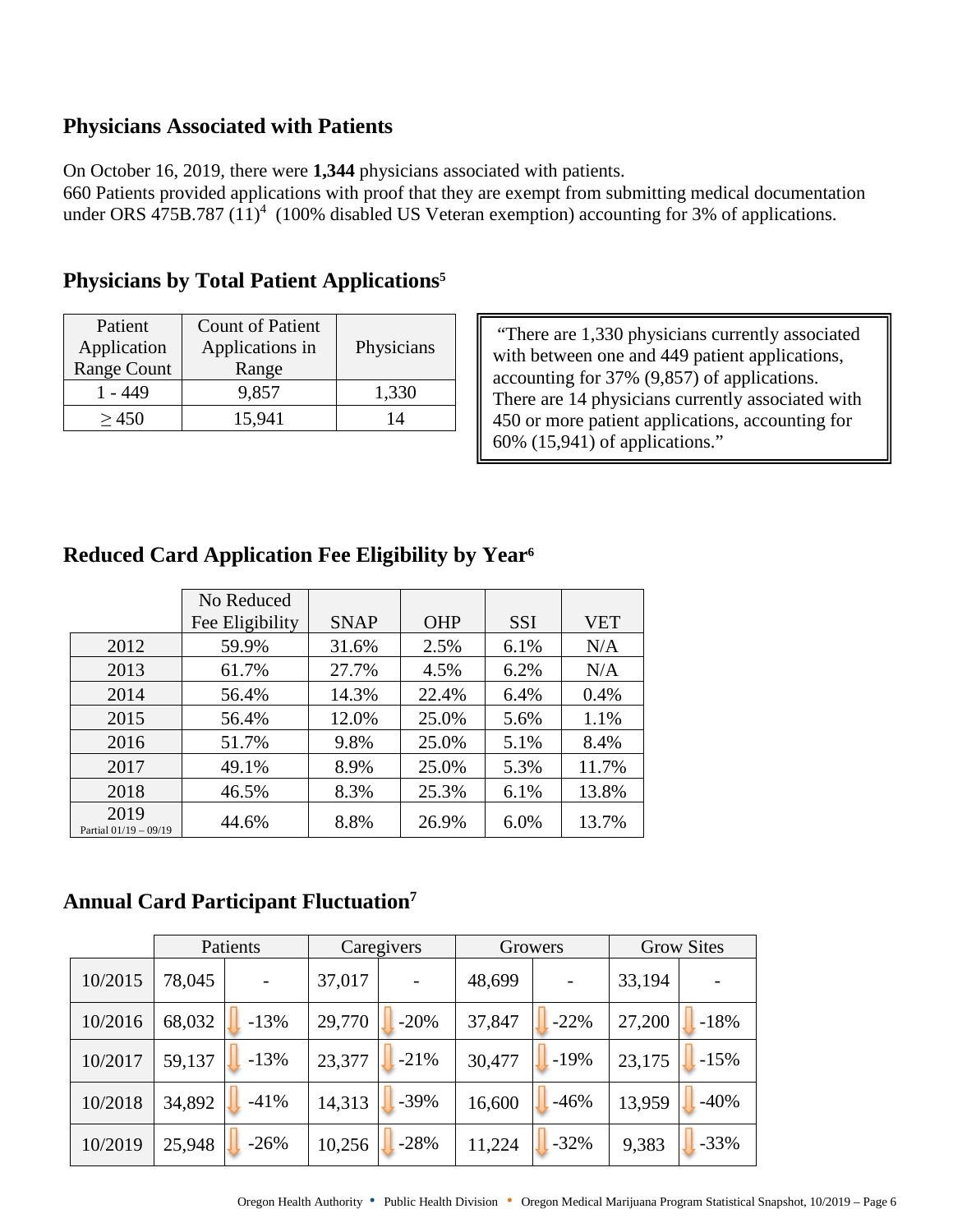## Physicians Associated with Patients

On October 16, 2019, there were **1,344** physicians associated with patients.
660 Patients provided applications with proof that they are exempt from submitting medical documentation under ORS 475B.787 (11)[4] (100% disabled US Veteran exemption) accounting for 3% of applications.

## Physicians by Total Patient Applications[5]

| Patient Application Range Count | Count of Patient Applications in Range | Physicians |
|---|---|---|
| 1 - 449 | 9,857 | 1,330 |
| ≥ 450 | 15,941 | 14 |

"There are 1,330 physicians currently associated with between one and 449 patient applications, accounting for 37% (9,857) of applications. There are 14 physicians currently associated with 450 or more patient applications, accounting for 60% (15,941) of applications."

## Reduced Card Application Fee Eligibility by Year[6]

| | No Reduced Fee Eligibility | SNAP | OHP | SSI | VET |
|---|---|---|---|---|---|
| 2012 | 59.9% | 31.6% | 2.5% | 6.1% | N/A |
| 2013 | 61.7% | 27.7% | 4.5% | 6.2% | N/A |
| 2014 | 56.4% | 14.3% | 22.4% | 6.4% | 0.4% |
| 2015 | 56.4% | 12.0% | 25.0% | 5.6% | 1.1% |
| 2016 | 51.7% | 9.8% | 25.0% | 5.1% | 8.4% |
| 2017 | 49.1% | 8.9% | 25.0% | 5.3% | 11.7% |
| 2018 | 46.5% | 8.3% | 25.3% | 6.1% | 13.8% |
| 2019 Partial 01/19 – 09/19 | 44.6% | 8.8% | 26.9% | 6.0% | 13.7% |

## Annual Card Participant Fluctuation[7]

| | Patients | | Caregivers | | Growers | | Grow Sites | |
|---|---|---|---|---|---|---|---|---|
| 10/2015 | 78,045 | - | 37,017 | - | 48,699 | - | 33,194 | - |
| 10/2016 | 68,032 | -13% | 29,770 | -20% | 37,847 | -22% | 27,200 | -18% |
| 10/2017 | 59,137 | -13% | 23,377 | -21% | 30,477 | -19% | 23,175 | -15% |
| 10/2018 | 34,892 | -41% | 14,313 | -39% | 16,600 | -46% | 13,959 | -40% |
| 10/2019 | 25,948 | -26% | 10,256 | -28% | 11,224 | -32% | 9,383 | -33% |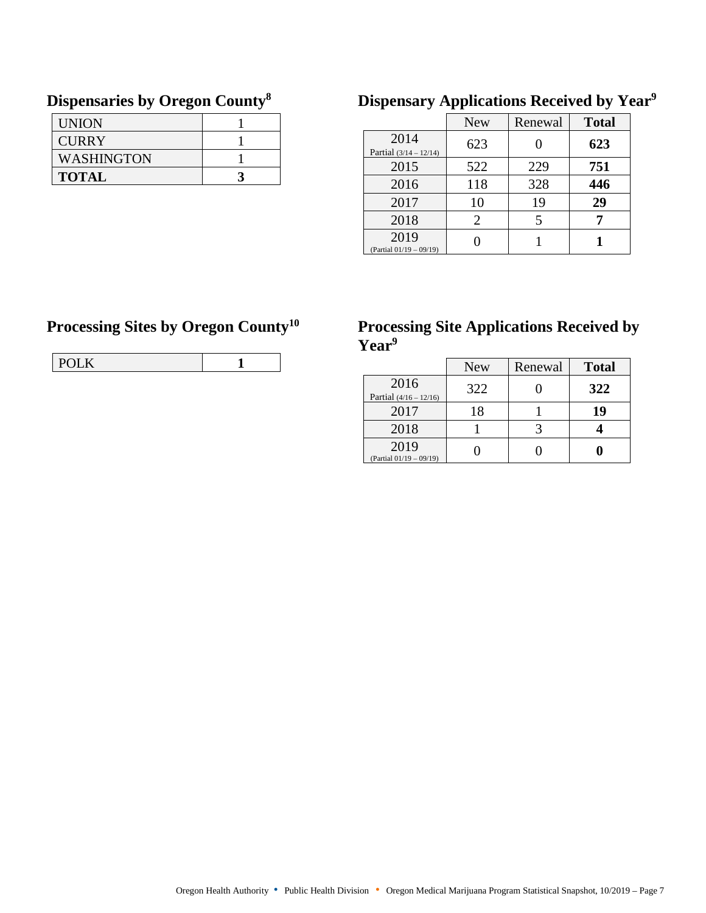## Dispensaries by Oregon County[8]

| | |
|---|---|
| UNION | 1 |
| CURRY | 1 |
| WASHINGTON | 1 |
| **TOTAL** | **3** |

## Dispensary Applications Received by Year[9]

| | New | Renewal | **Total** |
|---|---|---|---|
| 2014 Partial (3/14 – 12/14) | 623 | 0 | **623** |
| 2015 | 522 | 229 | **751** |
| 2016 | 118 | 328 | **446** |
| 2017 | 10 | 19 | **29** |
| 2018 | 2 | 5 | **7** |
| 2019 (Partial 01/19 – 09/19) | 0 | 1 | **1** |

## Processing Sites by Oregon County[10]

| | |
|---|---|
| POLK | **1** |

## Processing Site Applications Received by Year[9]

| | New | Renewal | **Total** |
|---|---|---|---|
| 2016 Partial (4/16 – 12/16) | 322 | 0 | **322** |
| 2017 | 18 | 1 | **19** |
| 2018 | 1 | 3 | **4** |
| 2019 (Partial 01/19 – 09/19) | 0 | 0 | **0** |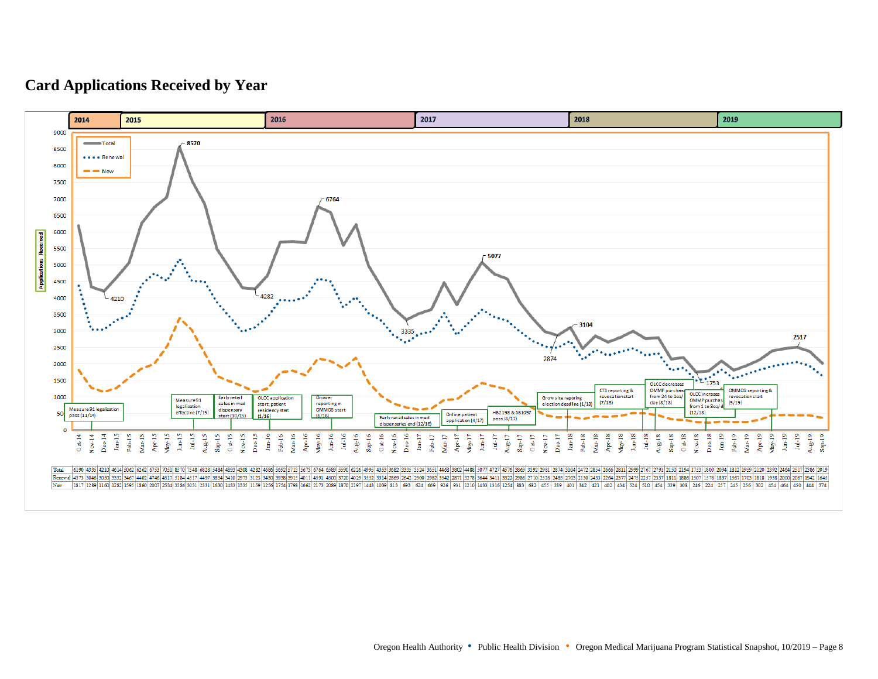# Card Applications Received by Year

| | Oct-14 | Nov-14 | Dec-14 | Jan-15 | Feb-15 | Mar-15 | Apr-15 | May-15 | Jun-15 | Jul-15 | Aug-15 | Sep-15 | Oct-15 | Nov-15 | Dec-15 | Jan-16 | Feb-16 | Mar-16 | Apr-16 | May-16 | Jun-16 | Jul-16 | Aug-16 | Sep-16 | Oct-16 | Nov-16 | Dec-16 | Jan-17 | Feb-17 | Mar-17 | Apr-17 | May-17 | Jun-17 | Jul-17 | Aug-17 | Sep-17 | Oct-17 | Nov-17 | Dec-17 | Jan-18 | Feb-18 | Mar-18 | Apr-18 | May-18 | Jun-18 | Jul-18 | Aug-18 | Sep-18 | Oct-18 | Nov-18 | Dec-18 | Jan-19 | Feb-19 | Mar-19 | Apr-19 | May-19 | Jun-19 | Jul-19 | Aug-19 | Sep-19 |
|---|---|---|---|---|---|---|---|---|---|---|---|---|---|---|---|---|---|---|---|---|---|---|---|---|---|---|---|---|---|---|---|---|---|---|---|---|---|---|---|---|---|---|---|---|---|---|---|---|---|---|---|---|---|---|---|---|---|---|---|---|
| Total | 6190 | 4335 | 4210 | 4614 | 5062 | 6262 | 6753 | 7051 | 8570 | 7548 | 6828 | 5484 | 4893 | 4308 | 4282 | 4686 | 5692 | 5713 | 5673 | 6764 | 6589 | 5590 | 6226 | 4995 | 4353 | 3682 | 3335 | 3524 | 3651 | 4468 | 3802 | 4488 | 5077 | 4727 | 4576 | 3869 | 3392 | 2981 | 2874 | 3104 | 2472 | 2854 | 2666 | 2811 | 2999 | 2767 | 2791 | 2150 | 2194 | 1753 | 1800 | 2094 | 1812 | 1959 | 2120 | 2392 | 2464 | 2517 | 2386 | 2019 |
| Renewal | 4373 | 3046 | 3050 | 3332 | 3467 | 4402 | 4746 | 4517 | 5184 | 4517 | 4497 | 3854 | 3410 | 2973 | 3123 | 3430 | 3938 | 3915 | 4011 | 4591 | 4500 | 3720 | 4029 | 3552 | 3314 | 2869 | 2642 | 2900 | 2982 | 3542 | 2871 | 3278 | 3644 | 3411 | 3322 | 2986 | 2710 | 2526 | 2485 | 2703 | 2130 | 2433 | 2264 | 2377 | 2475 | 2257 | 2337 | 1811 | 1886 | 1507 | 1576 | 1837 | 1567 | 1705 | 1818 | 1938 | 2000 | 2067 | 1942 | 1645 |
| New | 1817 | 1289 | 1160 | 1282 | 1595 | 1860 | 2007 | 2534 | 3386 | 3031 | 2331 | 1630 | 1483 | 1335 | 1159 | 1256 | 1754 | 1798 | 1662 | 2173 | 2089 | 1870 | 2197 | 1443 | 1039 | 813 | 693 | 624 | 669 | 926 | 931 | 1210 | 1433 | 1316 | 1254 | 883 | 682 | 455 | 389 | 401 | 342 | 421 | 402 | 434 | 524 | 510 | 454 | 339 | 308 | 246 | 224 | 257 | 245 | 256 | 302 | 454 | 464 | 450 | 444 | 374 |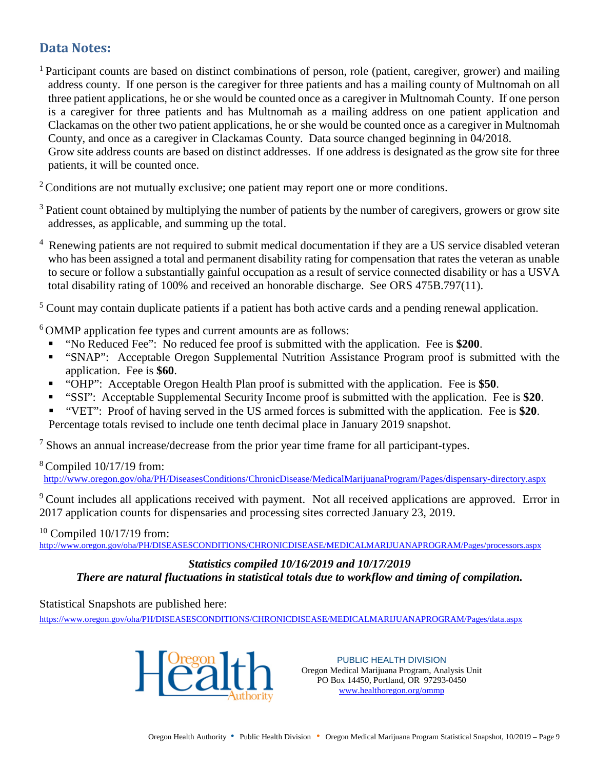## Data Notes:

[1] Participant counts are based on distinct combinations of person, role (patient, caregiver, grower) and mailing address county. If one person is the caregiver for three patients and has a mailing county of Multnomah on all three patient applications, he or she would be counted once as a caregiver in Multnomah County. If one person is a caregiver for three patients and has Multnomah as a mailing address on one patient application and Clackamas on the other two patient applications, he or she would be counted once as a caregiver in Multnomah County, and once as a caregiver in Clackamas County. Data source changed beginning in 04/2018.
Grow site address counts are based on distinct addresses. If one address is designated as the grow site for three patients, it will be counted once.

[2] Conditions are not mutually exclusive; one patient may report one or more conditions.

[3] Patient count obtained by multiplying the number of patients by the number of caregivers, growers or grow site addresses, as applicable, and summing up the total.

[4] Renewing patients are not required to submit medical documentation if they are a US service disabled veteran who has been assigned a total and permanent disability rating for compensation that rates the veteran as unable to secure or follow a substantially gainful occupation as a result of service connected disability or has a USVA total disability rating of 100% and received an honorable discharge. See ORS 475B.797(11).

[5] Count may contain duplicate patients if a patient has both active cards and a pending renewal application.

[6] OMMP application fee types and current amounts are as follows:

- "No Reduced Fee": No reduced fee proof is submitted with the application. Fee is **$200**.
- "SNAP": Acceptable Oregon Supplemental Nutrition Assistance Program proof is submitted with the application. Fee is **$60**.
- "OHP": Acceptable Oregon Health Plan proof is submitted with the application. Fee is **$50**.
- "SSI": Acceptable Supplemental Security Income proof is submitted with the application. Fee is **$20**.
- "VET": Proof of having served in the US armed forces is submitted with the application. Fee is **$20**.

Percentage totals revised to include one tenth decimal place in January 2019 snapshot.

[7] Shows an annual increase/decrease from the prior year time frame for all participant-types.

[8] Compiled 10/17/19 from:
http://www.oregon.gov/oha/PH/DiseasesConditions/ChronicDisease/MedicalMarijuanaProgram/Pages/dispensary-directory.aspx

[9] Count includes all applications received with payment. Not all received applications are approved. Error in 2017 application counts for dispensaries and processing sites corrected January 23, 2019.

[10] Compiled 10/17/19 from:
http://www.oregon.gov/oha/PH/DISEASESCONDITIONS/CHRONICDISEASE/MEDICALMARIJUANAPROGRAM/Pages/processors.aspx

***Statistics compiled 10/16/2019 and 10/17/2019***

***There are natural fluctuations in statistical totals due to workflow and timing of compilation.***

Statistical Snapshots are published here:
https://www.oregon.gov/oha/PH/DISEASESCONDITIONS/CHRONICDISEASE/MEDICALMARIJUANAPROGRAM/Pages/data.aspx

Oregon Health Authority

PUBLIC HEALTH DIVISION
Oregon Medical Marijuana Program, Analysis Unit
PO Box 14450, Portland, OR 97293-0450
www.healthoregon.org/ommp